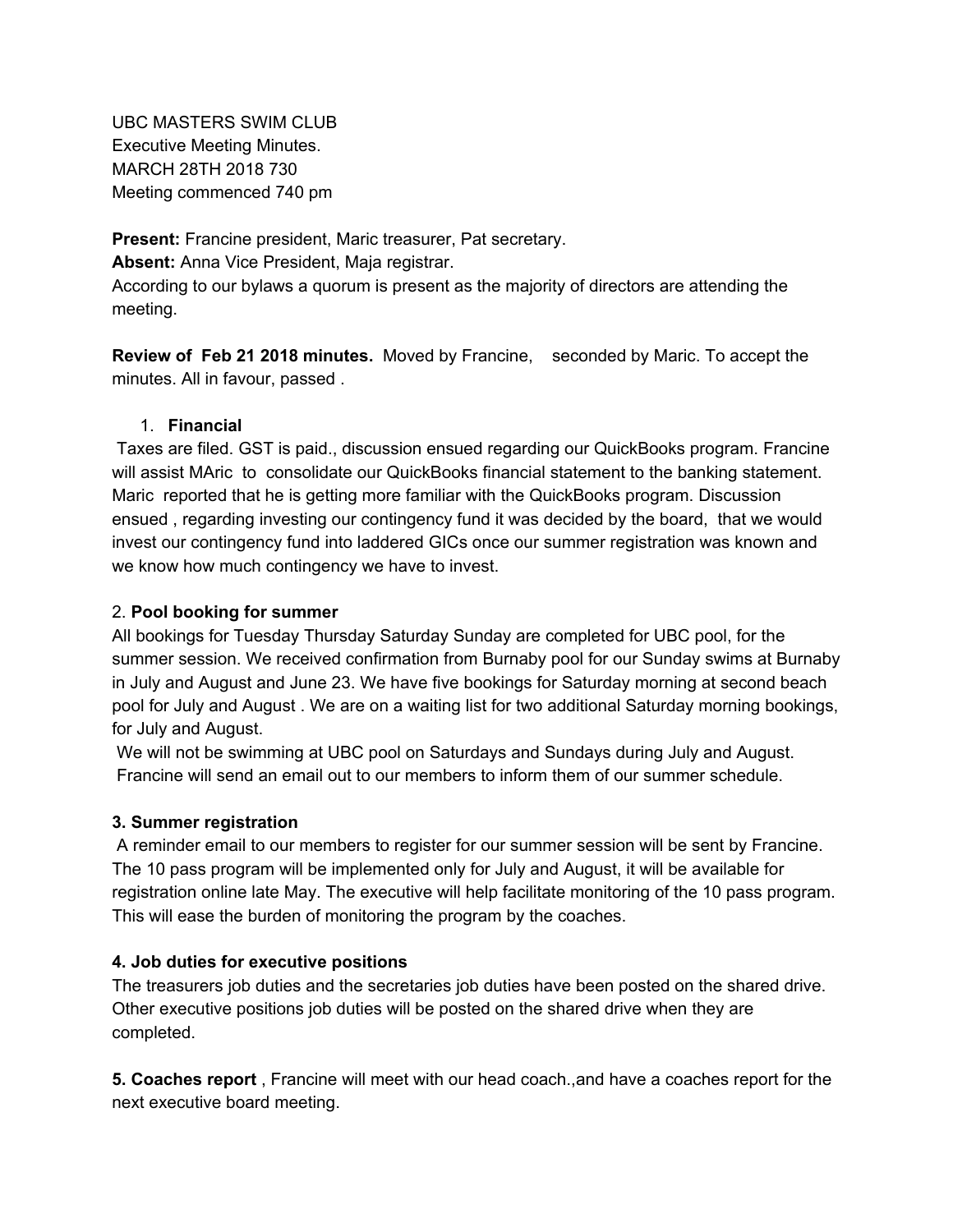UBC MASTERS SWIM CLUB
Executive Meeting Minutes.
MARCH 28TH 2018 730
Meeting commenced 740 pm

**Present:** Francine president, Maric treasurer, Pat secretary.
**Absent:** Anna Vice President, Maja registrar.
According to our bylaws a quorum is present as the majority of directors are attending the meeting.

**Review of Feb 21 2018 minutes.** Moved by Francine, seconded by Maric. To accept the minutes. All in favour, passed .

1. **Financial**

Taxes are filed. GST is paid., discussion ensued regarding our QuickBooks program. Francine will assist MAric to consolidate our QuickBooks financial statement to the banking statement. Maric reported that he is getting more familiar with the QuickBooks program. Discussion ensued , regarding investing our contingency fund it was decided by the board, that we would invest our contingency fund into laddered GICs once our summer registration was known and we know how much contingency we have to invest.

2. **Pool booking for summer**

All bookings for Tuesday Thursday Saturday Sunday are completed for UBC pool, for the summer session. We received confirmation from Burnaby pool for our Sunday swims at Burnaby in July and August and June 23. We have five bookings for Saturday morning at second beach pool for July and August . We are on a waiting list for two additional Saturday morning bookings, for July and August.

We will not be swimming at UBC pool on Saturdays and Sundays during July and August.
Francine will send an email out to our members to inform them of our summer schedule.

**3. Summer registration**

A reminder email to our members to register for our summer session will be sent by Francine. The 10 pass program will be implemented only for July and August, it will be available for registration online late May. The executive will help facilitate monitoring of the 10 pass program. This will ease the burden of monitoring the program by the coaches.

**4. Job duties for executive positions**

The treasurers job duties and the secretaries job duties have been posted on the shared drive. Other executive positions job duties will be posted on the shared drive when they are completed.

**5. Coaches report** , Francine will meet with our head coach.,and have a coaches report for the next executive board meeting.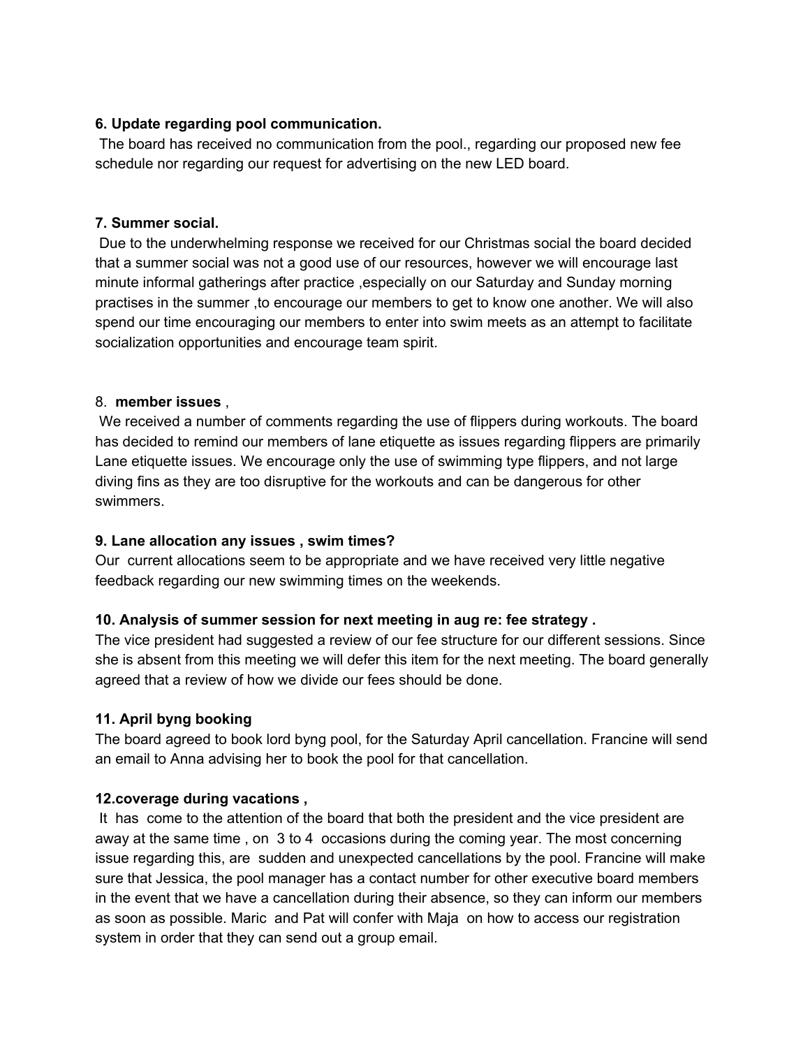**6. Update regarding pool communication.**

The board has received no communication from the pool., regarding our proposed new fee schedule nor regarding our request for advertising on the new LED board.

**7. Summer social.**

Due to the underwhelming response we received for our Christmas social the board decided that a summer social was not a good use of our resources, however we will encourage last minute informal gatherings after practice ,especially on our Saturday and Sunday morning practises in the summer ,to encourage our members to get to know one another. We will also spend our time encouraging our members to enter into swim meets as an attempt to facilitate socialization opportunities and encourage team spirit.

8. **member issues** ,

We received a number of comments regarding the use of flippers during workouts. The board has decided to remind our members of lane etiquette as issues regarding flippers are primarily Lane etiquette issues. We encourage only the use of swimming type flippers, and not large diving fins as they are too disruptive for the workouts and can be dangerous for other swimmers.

**9. Lane allocation any issues , swim times?**

Our current allocations seem to be appropriate and we have received very little negative feedback regarding our new swimming times on the weekends.

**10. Analysis of summer session for next meeting in aug re: fee strategy .**

The vice president had suggested a review of our fee structure for our different sessions. Since she is absent from this meeting we will defer this item for the next meeting. The board generally agreed that a review of how we divide our fees should be done.

**11. April byng booking**

The board agreed to book lord byng pool, for the Saturday April cancellation. Francine will send an email to Anna advising her to book the pool for that cancellation.

**12.coverage during vacations ,**

It has come to the attention of the board that both the president and the vice president are away at the same time , on 3 to 4 occasions during the coming year. The most concerning issue regarding this, are sudden and unexpected cancellations by the pool. Francine will make sure that Jessica, the pool manager has a contact number for other executive board members in the event that we have a cancellation during their absence, so they can inform our members as soon as possible. Maric and Pat will confer with Maja on how to access our registration system in order that they can send out a group email.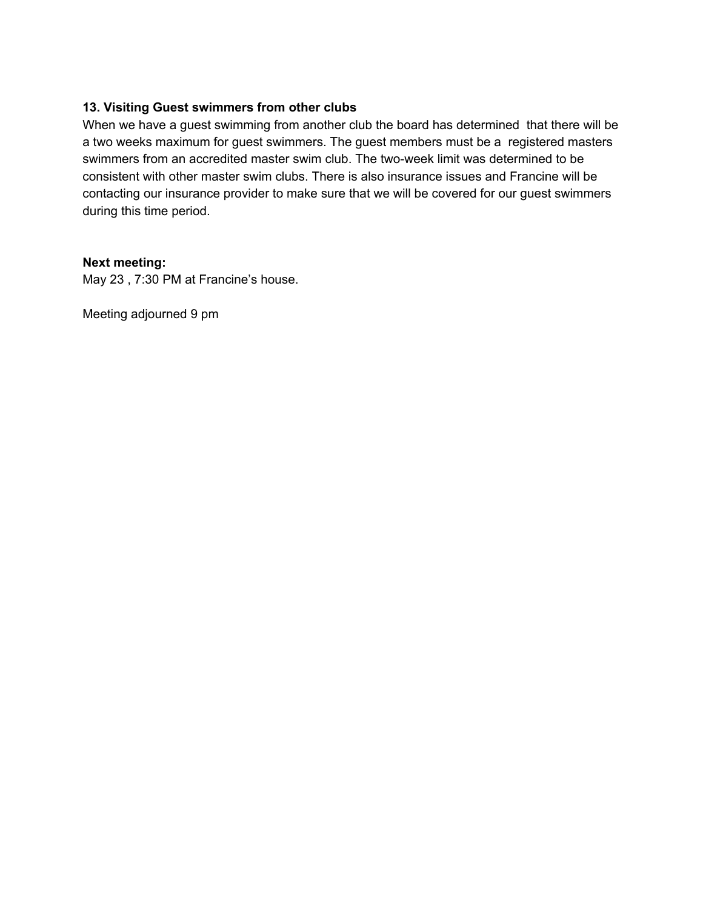**13. Visiting Guest swimmers from other clubs**
When we have a guest swimming from another club the board has determined that there will be a two weeks maximum for guest swimmers. The guest members must be a registered masters swimmers from an accredited master swim club. The two-week limit was determined to be consistent with other master swim clubs. There is also insurance issues and Francine will be contacting our insurance provider to make sure that we will be covered for our guest swimmers during this time period.

**Next meeting:**
May 23 , 7:30 PM at Francine's house.

Meeting adjourned 9 pm